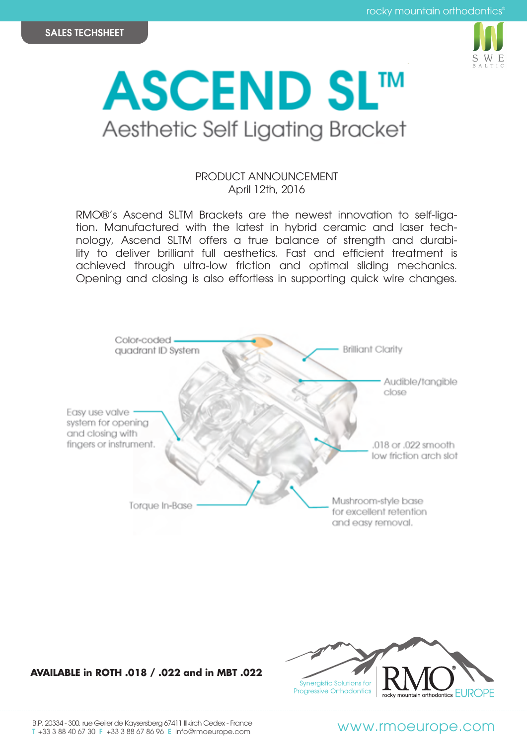SALES TECHSHEET

# ASCEND SL™

## Aesthetic Self Ligating Bracket

PRODUCT ANNOUNCEMENT
April 12th, 2016

RMO®'s Ascend SLTM Brackets are the newest innovation to self-ligation. Manufactured with the latest in hybrid ceramic and laser technology, Ascend SLTM offers a true balance of strength and durability to deliver brilliant full aesthetics. Fast and efficient treatment is achieved through ultra-low friction and optimal sliding mechanics. Opening and closing is also effortless in supporting quick wire changes.

- Color-coded quadrant ID System
- Brilliant Clarity
- Audible/tangible close
- Easy use valve system for opening and closing with fingers or instrument.
- .018 or .022 smooth low friction arch slot
- Torque In-Base
- Mushroom-style base for excellent retention and easy removal.

**AVAILABLE in ROTH .018 / .022 and in MBT .022**

Synergistic Solutions for Progressive Orthodontics

RMO® rocky mountain orthodontics EUROPE

B.P. 20334 - 300, rue Geiler de Kaysersberg 67411 Illkirch Cedex - France
T +33 3 88 40 67 30 F +33 3 88 67 86 96 E info@rmoeurope.com

www.rmoeurope.com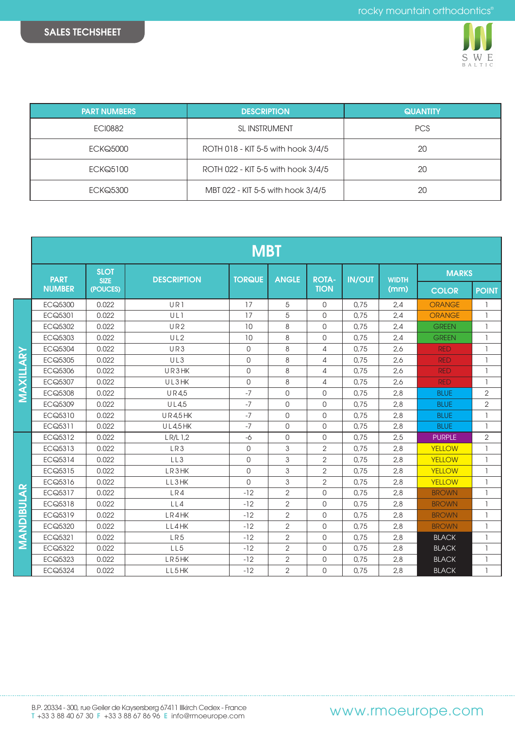## SALES TECHSHEET

| PART NUMBERS | DESCRIPTION | QUANTITY |
|---|---|---|
| ECI0882 | SL INSTRUMENT | PCS |
| ECKQ5000 | ROTH 018 - KIT 5-5 with hook 3/4/5 | 20 |
| ECKQ5100 | ROTH 022 - KIT 5-5 with hook 3/4/5 | 20 |
| ECKQ5300 | MBT 022 - KIT 5-5 with hook 3/4/5 | 20 |

## MBT

| | PART NUMBER | SLOT SIZE (POUCES) | DESCRIPTION | TORQUE | ANGLE | ROTATION | IN/OUT | WIDTH (mm) | MARKS | |
|---|---|---|---|---|---|---|---|---|---|---|
| | | | | | | | | | COLOR | POINT |
| MAXILLARY | ECQ5300 | 0.022 | U R 1 | 17 | 5 | 0 | 0,75 | 2,4 | ORANGE | 1 |
| MAXILLARY | ECQ5301 | 0.022 | U L 1 | 17 | 5 | 0 | 0,75 | 2,4 | ORANGE | 1 |
| MAXILLARY | ECQ5302 | 0.022 | U R 2 | 10 | 8 | 0 | 0,75 | 2,4 | GREEN | 1 |
| MAXILLARY | ECQ5303 | 0.022 | U L 2 | 10 | 8 | 0 | 0,75 | 2,4 | GREEN | 1 |
| MAXILLARY | ECQ5304 | 0.022 | U R 3 | 0 | 8 | 4 | 0,75 | 2,6 | RED | 1 |
| MAXILLARY | ECQ5305 | 0.022 | U L 3 | 0 | 8 | 4 | 0,75 | 2,6 | RED | 1 |
| MAXILLARY | ECQ5306 | 0.022 | U R 3 HK | 0 | 8 | 4 | 0,75 | 2,6 | RED | 1 |
| MAXILLARY | ECQ5307 | 0.022 | U L 3 HK | 0 | 8 | 4 | 0,75 | 2,6 | RED | 1 |
| MAXILLARY | ECQ5308 | 0.022 | U R 4,5 | -7 | 0 | 0 | 0,75 | 2,8 | BLUE | 2 |
| MAXILLARY | ECQ5309 | 0.022 | U L 4,5 | -7 | 0 | 0 | 0,75 | 2,8 | BLUE | 2 |
| MAXILLARY | ECQ5310 | 0.022 | U R 4,5 HK | -7 | 0 | 0 | 0,75 | 2,8 | BLUE | 1 |
| MAXILLARY | ECQ5311 | 0.022 | U L 4,5 HK | -7 | 0 | 0 | 0,75 | 2,8 | BLUE | 1 |
| MANDIBULAR | ECQ5312 | 0.022 | L R/L 1,2 | -6 | 0 | 0 | 0,75 | 2,5 | PURPLE | 2 |
| MANDIBULAR | ECQ5313 | 0.022 | L R 3 | 0 | 3 | 2 | 0,75 | 2,8 | YELLOW | 1 |
| MANDIBULAR | ECQ5314 | 0.022 | L L 3 | 0 | 3 | 2 | 0,75 | 2,8 | YELLOW | 1 |
| MANDIBULAR | ECQ5315 | 0.022 | L R 3 HK | 0 | 3 | 2 | 0,75 | 2,8 | YELLOW | 1 |
| MANDIBULAR | ECQ5316 | 0.022 | L L 3 HK | 0 | 3 | 2 | 0,75 | 2,8 | YELLOW | 1 |
| MANDIBULAR | ECQ5317 | 0.022 | L R 4 | -12 | 2 | 0 | 0,75 | 2,8 | BROWN | 1 |
| MANDIBULAR | ECQ5318 | 0.022 | L L 4 | -12 | 2 | 0 | 0,75 | 2,8 | BROWN | 1 |
| MANDIBULAR | ECQ5319 | 0.022 | L R 4 HK | -12 | 2 | 0 | 0,75 | 2,8 | BROWN | 1 |
| MANDIBULAR | ECQ5320 | 0.022 | L L 4 HK | -12 | 2 | 0 | 0,75 | 2,8 | BROWN | 1 |
| MANDIBULAR | ECQ5321 | 0.022 | L R 5 | -12 | 2 | 0 | 0,75 | 2,8 | BLACK | 1 |
| MANDIBULAR | ECQ5322 | 0.022 | L L 5 | -12 | 2 | 0 | 0,75 | 2,8 | BLACK | 1 |
| MANDIBULAR | ECQ5323 | 0.022 | L R 5 HK | -12 | 2 | 0 | 0,75 | 2,8 | BLACK | 1 |
| MANDIBULAR | ECQ5324 | 0.022 | L L 5 HK | -12 | 2 | 0 | 0,75 | 2,8 | BLACK | 1 |

B.P. 20334 - 300, rue Geiler de Kaysersberg 67411 Illkirch Cedex - France
T +33 3 88 40 67 30 F +33 3 88 67 86 96 E info@rmoeurope.com

www.rmoeurope.com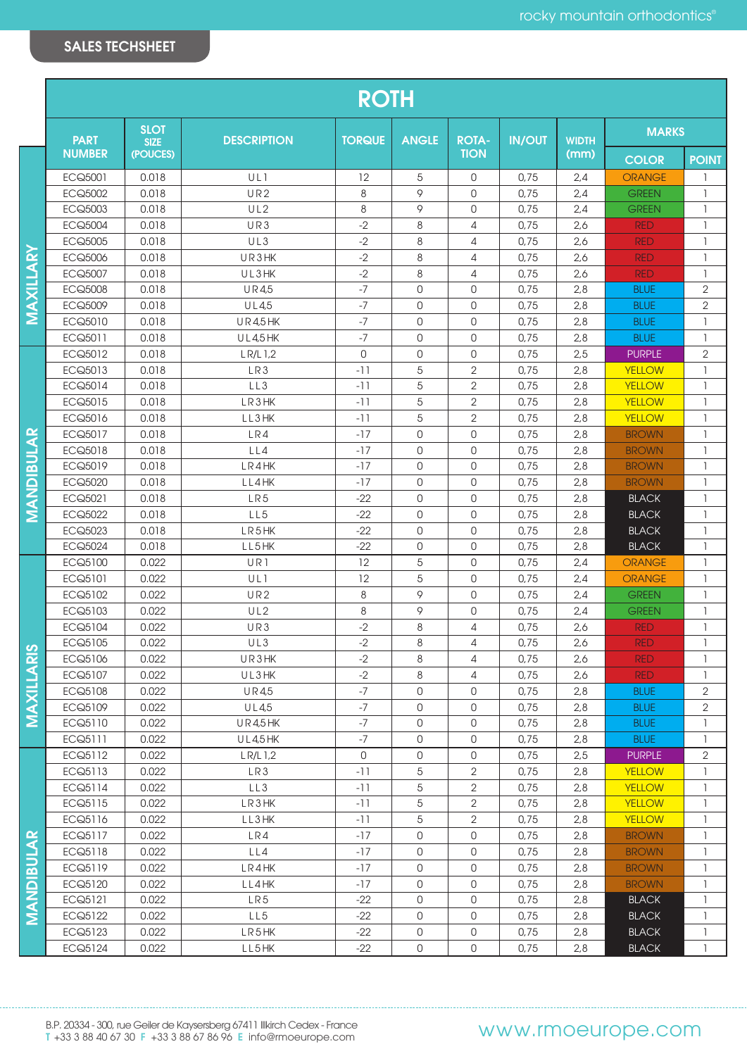rocky mountain orthodontics®

SALES TECHSHEET

# ROTH

| | PART NUMBER | SLOT SIZE (POUCES) | DESCRIPTION | TORQUE | ANGLE | ROTA-TION | IN/OUT | WIDTH (mm) | MARKS | |
|---|---|---|---|---|---|---|---|---|---|---|
| | | | | | | | | | COLOR | POINT |
| MAXILLARY | ECQ5001 | 0.018 | UL1 | 12 | 5 | 0 | 0,75 | 2,4 | ORANGE | 1 |
| | ECQ5002 | 0.018 | UR2 | 8 | 9 | 0 | 0,75 | 2,4 | GREEN | 1 |
| | ECQ5003 | 0.018 | UL2 | 8 | 9 | 0 | 0,75 | 2,4 | GREEN | 1 |
| | ECQ5004 | 0.018 | UR3 | -2 | 8 | 4 | 0,75 | 2,6 | RED | 1 |
| | ECQ5005 | 0.018 | UL3 | -2 | 8 | 4 | 0,75 | 2,6 | RED | 1 |
| | ECQ5006 | 0.018 | UR3HK | -2 | 8 | 4 | 0,75 | 2,6 | RED | 1 |
| | ECQ5007 | 0.018 | UL3HK | -2 | 8 | 4 | 0,75 | 2,6 | RED | 1 |
| | ECQ5008 | 0.018 | UR4,5 | -7 | 0 | 0 | 0,75 | 2,8 | BLUE | 2 |
| | ECQ5009 | 0.018 | UL4,5 | -7 | 0 | 0 | 0,75 | 2,8 | BLUE | 2 |
| | ECQ5010 | 0.018 | UR4,5HK | -7 | 0 | 0 | 0,75 | 2,8 | BLUE | 1 |
| | ECQ5011 | 0.018 | UL4,5HK | -7 | 0 | 0 | 0,75 | 2,8 | BLUE | 1 |
| MANDIBULAR | ECQ5012 | 0.018 | LR/L1,2 | 0 | 0 | 0 | 0,75 | 2,5 | PURPLE | 2 |
| | ECQ5013 | 0.018 | LR3 | -11 | 5 | 2 | 0,75 | 2,8 | YELLOW | 1 |
| | ECQ5014 | 0.018 | LL3 | -11 | 5 | 2 | 0,75 | 2,8 | YELLOW | 1 |
| | ECQ5015 | 0.018 | LR3HK | -11 | 5 | 2 | 0,75 | 2,8 | YELLOW | 1 |
| | ECQ5016 | 0.018 | LL3HK | -11 | 5 | 2 | 0,75 | 2,8 | YELLOW | 1 |
| | ECQ5017 | 0.018 | LR4 | -17 | 0 | 0 | 0,75 | 2,8 | BROWN | 1 |
| | ECQ5018 | 0.018 | LL4 | -17 | 0 | 0 | 0,75 | 2,8 | BROWN | 1 |
| | ECQ5019 | 0.018 | LR4HK | -17 | 0 | 0 | 0,75 | 2,8 | BROWN | 1 |
| | ECQ5020 | 0.018 | LL4HK | -17 | 0 | 0 | 0,75 | 2,8 | BROWN | 1 |
| | ECQ5021 | 0.018 | LR5 | -22 | 0 | 0 | 0,75 | 2,8 | BLACK | 1 |
| | ECQ5022 | 0.018 | LL5 | -22 | 0 | 0 | 0,75 | 2,8 | BLACK | 1 |
| | ECQ5023 | 0.018 | LR5HK | -22 | 0 | 0 | 0,75 | 2,8 | BLACK | 1 |
| | ECQ5024 | 0.018 | LL5HK | -22 | 0 | 0 | 0,75 | 2,8 | BLACK | 1 |
| MAXILLARIS | ECQ5100 | 0.022 | UR1 | 12 | 5 | 0 | 0,75 | 2,4 | ORANGE | 1 |
| | ECQ5101 | 0.022 | UL1 | 12 | 5 | 0 | 0,75 | 2,4 | ORANGE | 1 |
| | ECQ5102 | 0.022 | UR2 | 8 | 9 | 0 | 0,75 | 2,4 | GREEN | 1 |
| | ECQ5103 | 0.022 | UL2 | 8 | 9 | 0 | 0,75 | 2,4 | GREEN | 1 |
| | ECQ5104 | 0.022 | UR3 | -2 | 8 | 4 | 0,75 | 2,6 | RED | 1 |
| | ECQ5105 | 0.022 | UL3 | -2 | 8 | 4 | 0,75 | 2,6 | RED | 1 |
| | ECQ5106 | 0.022 | UR3HK | -2 | 8 | 4 | 0,75 | 2,6 | RED | 1 |
| | ECQ5107 | 0.022 | UL3HK | -2 | 8 | 4 | 0,75 | 2,6 | RED | 1 |
| | ECQ5108 | 0.022 | UR4,5 | -7 | 0 | 0 | 0,75 | 2,8 | BLUE | 2 |
| | ECQ5109 | 0.022 | UL4,5 | -7 | 0 | 0 | 0,75 | 2,8 | BLUE | 2 |
| | ECQ5110 | 0.022 | UR4,5HK | -7 | 0 | 0 | 0,75 | 2,8 | BLUE | 1 |
| | ECQ5111 | 0.022 | UL4,5HK | -7 | 0 | 0 | 0,75 | 2,8 | BLUE | 1 |
| MANDIBULAR | ECQ5112 | 0.022 | LR/L1,2 | 0 | 0 | 0 | 0,75 | 2,5 | PURPLE | 2 |
| | ECQ5113 | 0.022 | LR3 | -11 | 5 | 2 | 0,75 | 2,8 | YELLOW | 1 |
| | ECQ5114 | 0.022 | LL3 | -11 | 5 | 2 | 0,75 | 2,8 | YELLOW | 1 |
| | ECQ5115 | 0.022 | LR3HK | -11 | 5 | 2 | 0,75 | 2,8 | YELLOW | 1 |
| | ECQ5116 | 0.022 | LL3HK | -11 | 5 | 2 | 0,75 | 2,8 | YELLOW | 1 |
| | ECQ5117 | 0.022 | LR4 | -17 | 0 | 0 | 0,75 | 2,8 | BROWN | 1 |
| | ECQ5118 | 0.022 | LL4 | -17 | 0 | 0 | 0,75 | 2,8 | BROWN | 1 |
| | ECQ5119 | 0.022 | LR4HK | -17 | 0 | 0 | 0,75 | 2,8 | BROWN | 1 |
| | ECQ5120 | 0.022 | LL4HK | -17 | 0 | 0 | 0,75 | 2,8 | BROWN | 1 |
| | ECQ5121 | 0.022 | LR5 | -22 | 0 | 0 | 0,75 | 2,8 | BLACK | 1 |
| | ECQ5122 | 0.022 | LL5 | -22 | 0 | 0 | 0,75 | 2,8 | BLACK | 1 |
| | ECQ5123 | 0.022 | LR5HK | -22 | 0 | 0 | 0,75 | 2,8 | BLACK | 1 |
| | ECQ5124 | 0.022 | LL5HK | -22 | 0 | 0 | 0,75 | 2,8 | BLACK | 1 |

B.P. 20334 - 300, rue Geiler de Kaysersberg 67411 Illkirch Cedex - France
T +33 3 88 40 67 30 F +33 3 88 67 86 96 E info@rmoeurope.com

www.rmoeurope.com